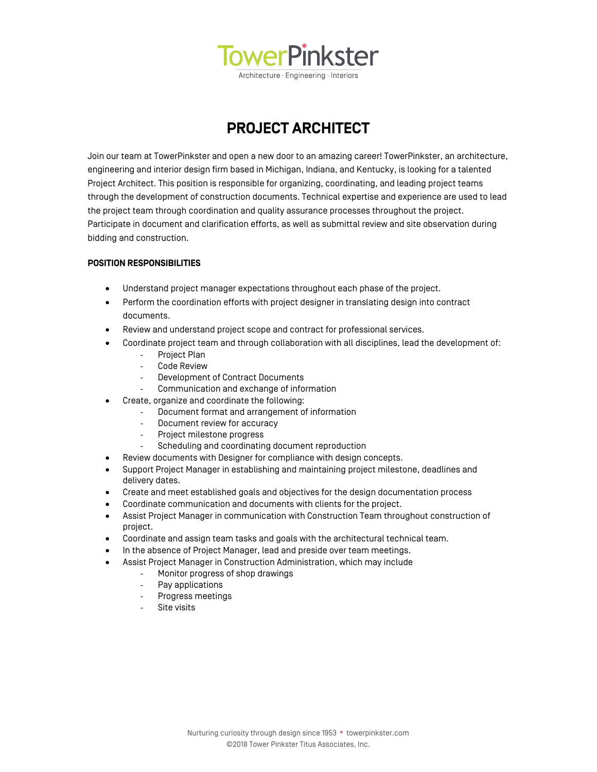TowerPinkster

Architecture · Engineering · Interiors

# PROJECT ARCHITECT

Join our team at TowerPinkster and open a new door to an amazing career! TowerPinkster, an architecture, engineering and interior design firm based in Michigan, Indiana, and Kentucky, is looking for a talented Project Architect. This position is responsible for organizing, coordinating, and leading project teams through the development of construction documents. Technical expertise and experience are used to lead the project team through coordination and quality assurance processes throughout the project. Participate in document and clarification efforts, as well as submittal review and site observation during bidding and construction.

**POSITION RESPONSIBILITIES**

- Understand project manager expectations throughout each phase of the project.
- Perform the coordination efforts with project designer in translating design into contract documents.
- Review and understand project scope and contract for professional services.
- Coordinate project team and through collaboration with all disciplines, lead the development of:
  - Project Plan
  - Code Review
  - Development of Contract Documents
  - Communication and exchange of information
- Create, organize and coordinate the following:
  - Document format and arrangement of information
  - Document review for accuracy
  - Project milestone progress
  - Scheduling and coordinating document reproduction
- Review documents with Designer for compliance with design concepts.
- Support Project Manager in establishing and maintaining project milestone, deadlines and delivery dates.
- Create and meet established goals and objectives for the design documentation process
- Coordinate communication and documents with clients for the project.
- Assist Project Manager in communication with Construction Team throughout construction of project.
- Coordinate and assign team tasks and goals with the architectural technical team.
- In the absence of Project Manager, lead and preside over team meetings.
- Assist Project Manager in Construction Administration, which may include
  - Monitor progress of shop drawings
  - Pay applications
  - Progress meetings
  - Site visits

Nurturing curiosity through design since 1953 • towerpinkster.com
©2018 Tower Pinkster Titus Associates, Inc.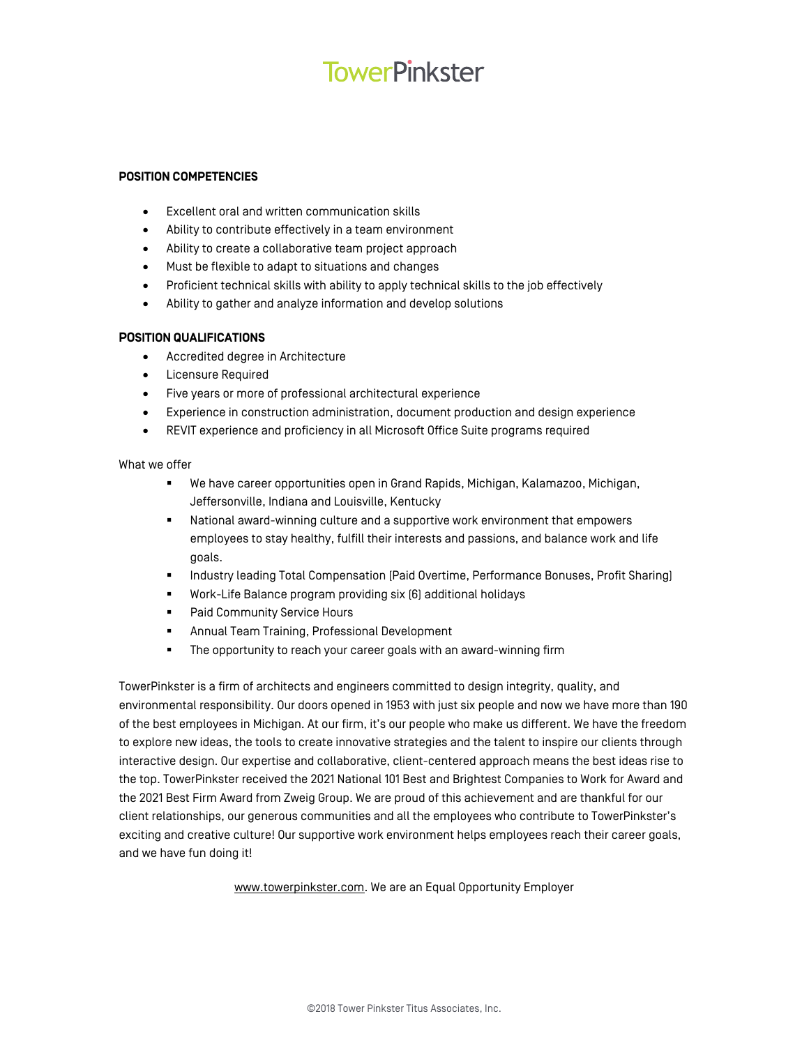**POSITION COMPETENCIES**

- Excellent oral and written communication skills
- Ability to contribute effectively in a team environment
- Ability to create a collaborative team project approach
- Must be flexible to adapt to situations and changes
- Proficient technical skills with ability to apply technical skills to the job effectively
- Ability to gather and analyze information and develop solutions

**POSITION QUALIFICATIONS**

- Accredited degree in Architecture
- Licensure Required
- Five years or more of professional architectural experience
- Experience in construction administration, document production and design experience
- REVIT experience and proficiency in all Microsoft Office Suite programs required

What we offer

- We have career opportunities open in Grand Rapids, Michigan, Kalamazoo, Michigan, Jeffersonville, Indiana and Louisville, Kentucky
- National award-winning culture and a supportive work environment that empowers employees to stay healthy, fulfill their interests and passions, and balance work and life goals.
- Industry leading Total Compensation (Paid Overtime, Performance Bonuses, Profit Sharing)
- Work-Life Balance program providing six (6) additional holidays
- Paid Community Service Hours
- Annual Team Training, Professional Development
- The opportunity to reach your career goals with an award-winning firm

TowerPinkster is a firm of architects and engineers committed to design integrity, quality, and environmental responsibility. Our doors opened in 1953 with just six people and now we have more than 190 of the best employees in Michigan. At our firm, it's our people who make us different. We have the freedom to explore new ideas, the tools to create innovative strategies and the talent to inspire our clients through interactive design. Our expertise and collaborative, client-centered approach means the best ideas rise to the top. TowerPinkster received the 2021 National 101 Best and Brightest Companies to Work for Award and the 2021 Best Firm Award from Zweig Group. We are proud of this achievement and are thankful for our client relationships, our generous communities and all the employees who contribute to TowerPinkster's exciting and creative culture! Our supportive work environment helps employees reach their career goals, and we have fun doing it!

www.towerpinkster.com. We are an Equal Opportunity Employer